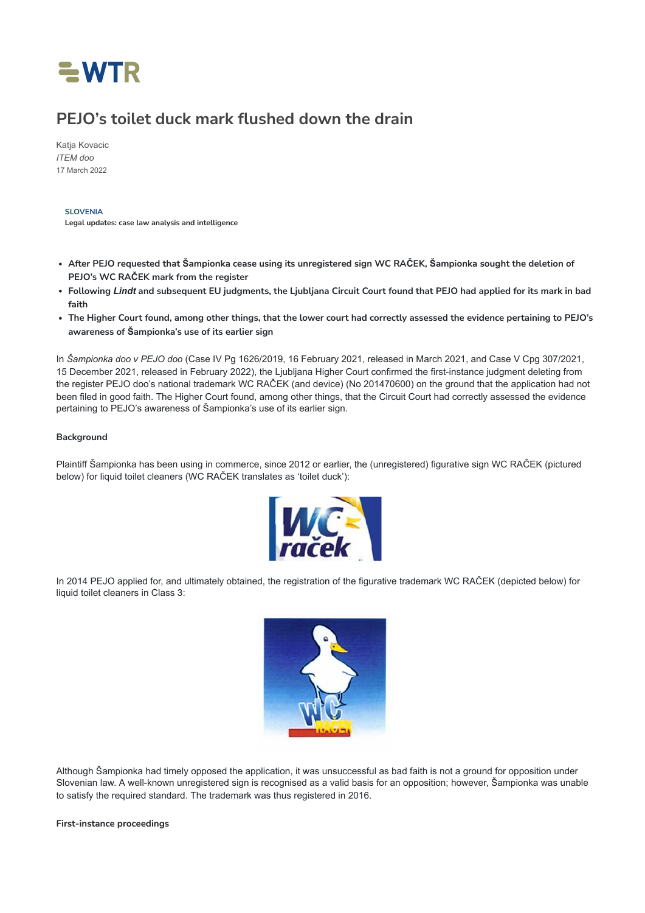# PEJO's toilet duck mark flushed down the drain

Katja Kovacic
*ITEM doo*
17 March 2022

**SLOVENIA**
**Legal updates: case law analysis and intelligence**

- **After PEJO requested that Šampionka cease using its unregistered sign WC RAČEK, Šampionka sought the deletion of PEJO's WC RAČEK mark from the register**
- **Following *Lindt* and subsequent EU judgments, the Ljubljana Circuit Court found that PEJO had applied for its mark in bad faith**
- **The Higher Court found, among other things, that the lower court had correctly assessed the evidence pertaining to PEJO's awareness of Šampionka's use of its earlier sign**

In *Šampionka doo v PEJO doo* (Case IV Pg 1626/2019, 16 February 2021, released in March 2021, and Case V Cpg 307/2021, 15 December 2021, released in February 2022), the Ljubljana Higher Court confirmed the first-instance judgment deleting from the register PEJO doo's national trademark WC RAČEK (and device) (No 201470600) on the ground that the application had not been filed in good faith. The Higher Court found, among other things, that the Circuit Court had correctly assessed the evidence pertaining to PEJO's awareness of Šampionka's use of its earlier sign.

**Background**

Plaintiff Šampionka has been using in commerce, since 2012 or earlier, the (unregistered) figurative sign WC RAČEK (pictured below) for liquid toilet cleaners (WC RAČEK translates as 'toilet duck'):

In 2014 PEJO applied for, and ultimately obtained, the registration of the figurative trademark WC RAČEK (depicted below) for liquid toilet cleaners in Class 3:

Although Šampionka had timely opposed the application, it was unsuccessful as bad faith is not a ground for opposition under Slovenian law. A well-known unregistered sign is recognised as a valid basis for an opposition; however, Šampionka was unable to satisfy the required standard. The trademark was thus registered in 2016.

**First-instance proceedings**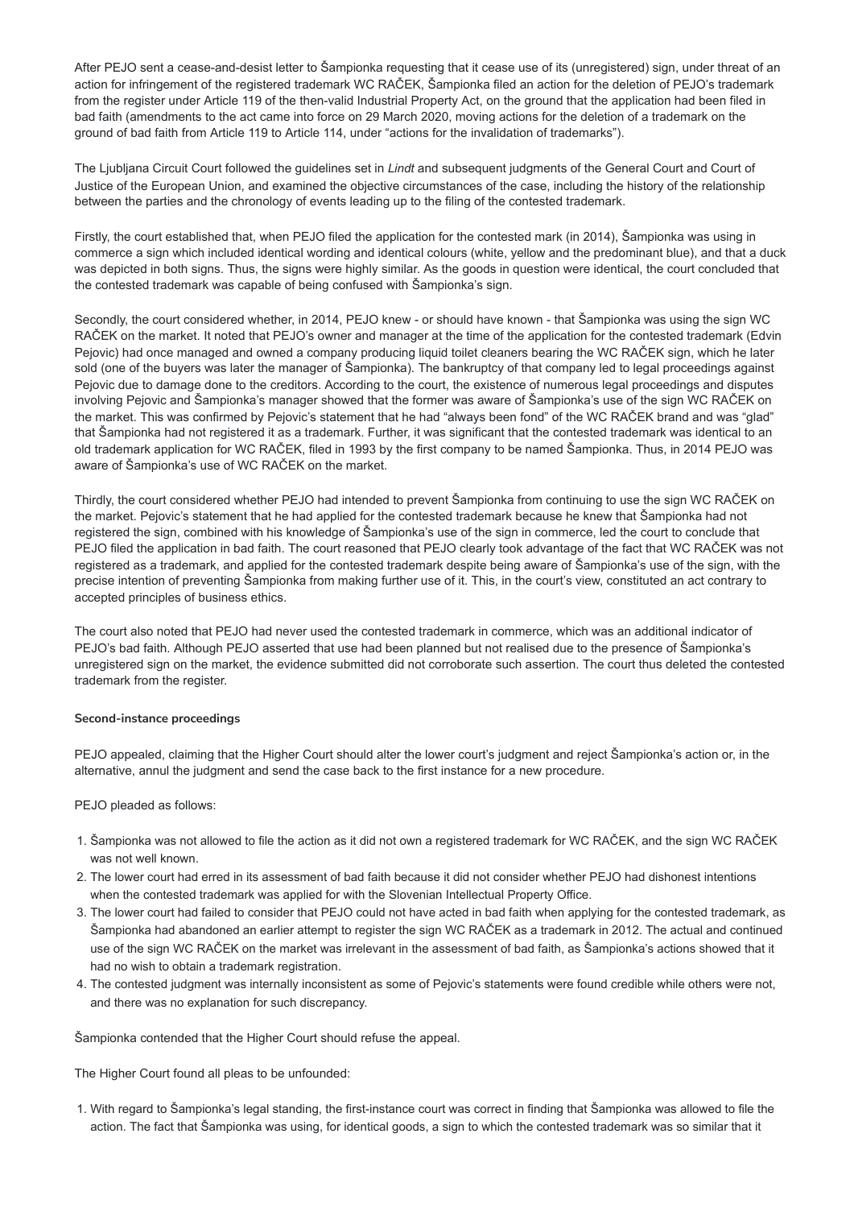After PEJO sent a cease-and-desist letter to Šampionka requesting that it cease use of its (unregistered) sign, under threat of an action for infringement of the registered trademark WC RAČEK, Šampionka filed an action for the deletion of PEJO's trademark from the register under Article 119 of the then-valid Industrial Property Act, on the ground that the application had been filed in bad faith (amendments to the act came into force on 29 March 2020, moving actions for the deletion of a trademark on the ground of bad faith from Article 119 to Article 114, under "actions for the invalidation of trademarks").

The Ljubljana Circuit Court followed the guidelines set in *Lindt* and subsequent judgments of the General Court and Court of Justice of the European Union, and examined the objective circumstances of the case, including the history of the relationship between the parties and the chronology of events leading up to the filing of the contested trademark.

Firstly, the court established that, when PEJO filed the application for the contested mark (in 2014), Šampionka was using in commerce a sign which included identical wording and identical colours (white, yellow and the predominant blue), and that a duck was depicted in both signs. Thus, the signs were highly similar. As the goods in question were identical, the court concluded that the contested trademark was capable of being confused with Šampionka's sign.

Secondly, the court considered whether, in 2014, PEJO knew - or should have known - that Šampionka was using the sign WC RAČEK on the market. It noted that PEJO's owner and manager at the time of the application for the contested trademark (Edvin Pejovic) had once managed and owned a company producing liquid toilet cleaners bearing the WC RAČEK sign, which he later sold (one of the buyers was later the manager of Šampionka). The bankruptcy of that company led to legal proceedings against Pejovic due to damage done to the creditors. According to the court, the existence of numerous legal proceedings and disputes involving Pejovic and Šampionka's manager showed that the former was aware of Šampionka's use of the sign WC RAČEK on the market. This was confirmed by Pejovic's statement that he had "always been fond" of the WC RAČEK brand and was "glad" that Šampionka had not registered it as a trademark. Further, it was significant that the contested trademark was identical to an old trademark application for WC RAČEK, filed in 1993 by the first company to be named Šampionka. Thus, in 2014 PEJO was aware of Šampionka's use of WC RAČEK on the market.

Thirdly, the court considered whether PEJO had intended to prevent Šampionka from continuing to use the sign WC RAČEK on the market. Pejovic's statement that he had applied for the contested trademark because he knew that Šampionka had not registered the sign, combined with his knowledge of Šampionka's use of the sign in commerce, led the court to conclude that PEJO filed the application in bad faith. The court reasoned that PEJO clearly took advantage of the fact that WC RAČEK was not registered as a trademark, and applied for the contested trademark despite being aware of Šampionka's use of the sign, with the precise intention of preventing Šampionka from making further use of it. This, in the court's view, constituted an act contrary to accepted principles of business ethics.

The court also noted that PEJO had never used the contested trademark in commerce, which was an additional indicator of PEJO's bad faith. Although PEJO asserted that use had been planned but not realised due to the presence of Šampionka's unregistered sign on the market, the evidence submitted did not corroborate such assertion. The court thus deleted the contested trademark from the register.

**Second-instance proceedings**

PEJO appealed, claiming that the Higher Court should alter the lower court's judgment and reject Šampionka's action or, in the alternative, annul the judgment and send the case back to the first instance for a new procedure.

PEJO pleaded as follows:

1. Šampionka was not allowed to file the action as it did not own a registered trademark for WC RAČEK, and the sign WC RAČEK was not well known.
2. The lower court had erred in its assessment of bad faith because it did not consider whether PEJO had dishonest intentions when the contested trademark was applied for with the Slovenian Intellectual Property Office.
3. The lower court had failed to consider that PEJO could not have acted in bad faith when applying for the contested trademark, as Šampionka had abandoned an earlier attempt to register the sign WC RAČEK as a trademark in 2012. The actual and continued use of the sign WC RAČEK on the market was irrelevant in the assessment of bad faith, as Šampionka's actions showed that it had no wish to obtain a trademark registration.
4. The contested judgment was internally inconsistent as some of Pejovic's statements were found credible while others were not, and there was no explanation for such discrepancy.

Šampionka contended that the Higher Court should refuse the appeal.

The Higher Court found all pleas to be unfounded:

1. With regard to Šampionka's legal standing, the first-instance court was correct in finding that Šampionka was allowed to file the action. The fact that Šampionka was using, for identical goods, a sign to which the contested trademark was so similar that it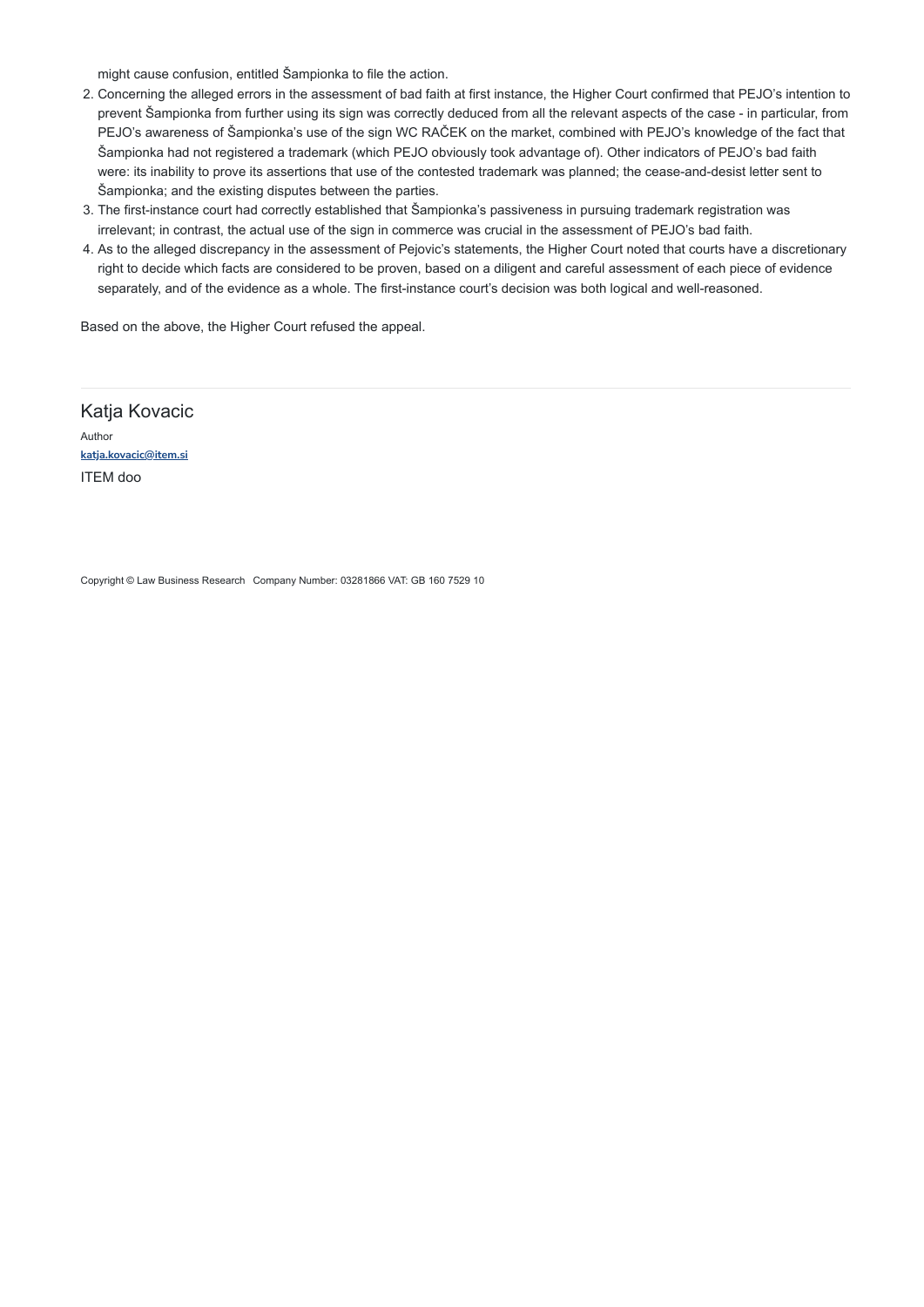might cause confusion, entitled Šampionka to file the action.

2. Concerning the alleged errors in the assessment of bad faith at first instance, the Higher Court confirmed that PEJO's intention to prevent Šampionka from further using its sign was correctly deduced from all the relevant aspects of the case - in particular, from PEJO's awareness of Šampionka's use of the sign WC RAČEK on the market, combined with PEJO's knowledge of the fact that Šampionka had not registered a trademark (which PEJO obviously took advantage of). Other indicators of PEJO's bad faith were: its inability to prove its assertions that use of the contested trademark was planned; the cease-and-desist letter sent to Šampionka; and the existing disputes between the parties.
3. The first-instance court had correctly established that Šampionka's passiveness in pursuing trademark registration was irrelevant; in contrast, the actual use of the sign in commerce was crucial in the assessment of PEJO's bad faith.
4. As to the alleged discrepancy in the assessment of Pejovic's statements, the Higher Court noted that courts have a discretionary right to decide which facts are considered to be proven, based on a diligent and careful assessment of each piece of evidence separately, and of the evidence as a whole. The first-instance court's decision was both logical and well-reasoned.

Based on the above, the Higher Court refused the appeal.

---

Katja Kovacic

Author

katja.kovacic@item.si

ITEM doo

Copyright © Law Business Research Company Number: 03281866 VAT: GB 160 7529 10